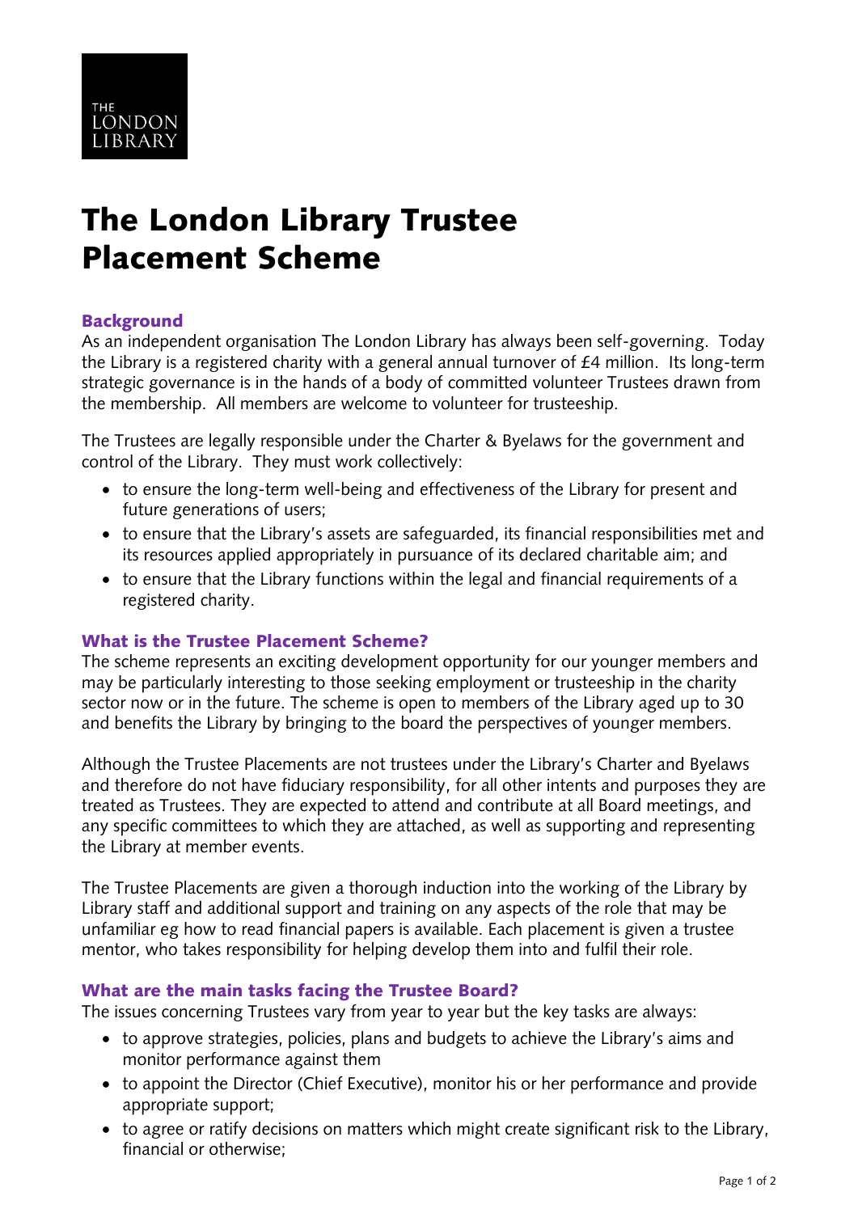THE
LONDON
LIBRARY

# The London Library Trustee Placement Scheme

## Background

As an independent organisation The London Library has always been self-governing. Today the Library is a registered charity with a general annual turnover of £4 million. Its long-term strategic governance is in the hands of a body of committed volunteer Trustees drawn from the membership. All members are welcome to volunteer for trusteeship.

The Trustees are legally responsible under the Charter & Byelaws for the government and control of the Library. They must work collectively:

- to ensure the long-term well-being and effectiveness of the Library for present and future generations of users;
- to ensure that the Library's assets are safeguarded, its financial responsibilities met and its resources applied appropriately in pursuance of its declared charitable aim; and
- to ensure that the Library functions within the legal and financial requirements of a registered charity.

## What is the Trustee Placement Scheme?

The scheme represents an exciting development opportunity for our younger members and may be particularly interesting to those seeking employment or trusteeship in the charity sector now or in the future. The scheme is open to members of the Library aged up to 30 and benefits the Library by bringing to the board the perspectives of younger members.

Although the Trustee Placements are not trustees under the Library's Charter and Byelaws and therefore do not have fiduciary responsibility, for all other intents and purposes they are treated as Trustees. They are expected to attend and contribute at all Board meetings, and any specific committees to which they are attached, as well as supporting and representing the Library at member events.

The Trustee Placements are given a thorough induction into the working of the Library by Library staff and additional support and training on any aspects of the role that may be unfamiliar eg how to read financial papers is available. Each placement is given a trustee mentor, who takes responsibility for helping develop them into and fulfil their role.

## What are the main tasks facing the Trustee Board?

The issues concerning Trustees vary from year to year but the key tasks are always:

- to approve strategies, policies, plans and budgets to achieve the Library's aims and monitor performance against them
- to appoint the Director (Chief Executive), monitor his or her performance and provide appropriate support;
- to agree or ratify decisions on matters which might create significant risk to the Library, financial or otherwise;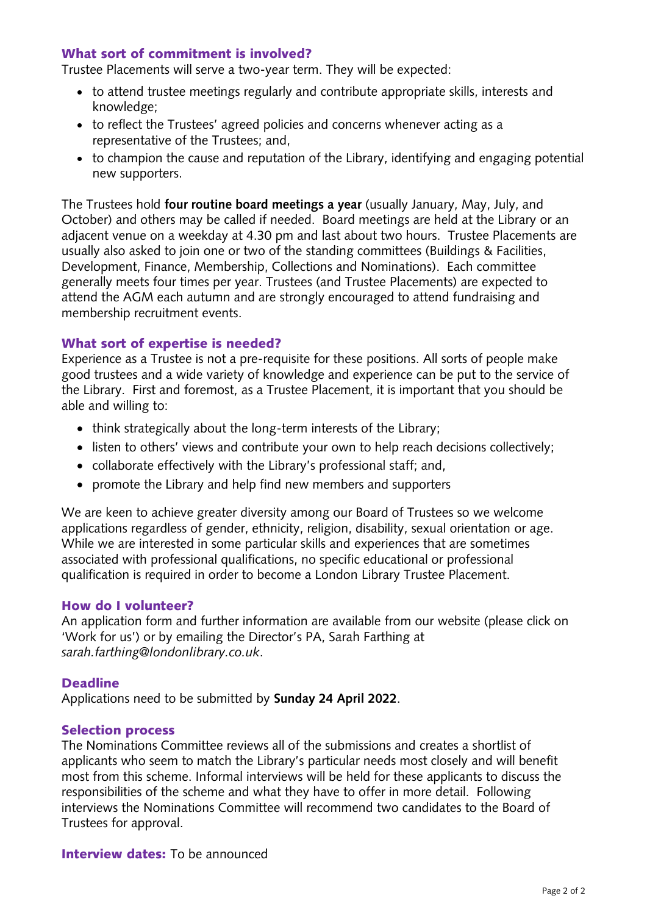## What sort of commitment is involved?

Trustee Placements will serve a two-year term. They will be expected:

- to attend trustee meetings regularly and contribute appropriate skills, interests and knowledge;
- to reflect the Trustees' agreed policies and concerns whenever acting as a representative of the Trustees; and,
- to champion the cause and reputation of the Library, identifying and engaging potential new supporters.

The Trustees hold **four routine board meetings a year** (usually January, May, July, and October) and others may be called if needed. Board meetings are held at the Library or an adjacent venue on a weekday at 4.30 pm and last about two hours. Trustee Placements are usually also asked to join one or two of the standing committees (Buildings & Facilities, Development, Finance, Membership, Collections and Nominations). Each committee generally meets four times per year. Trustees (and Trustee Placements) are expected to attend the AGM each autumn and are strongly encouraged to attend fundraising and membership recruitment events.

## What sort of expertise is needed?

Experience as a Trustee is not a pre-requisite for these positions. All sorts of people make good trustees and a wide variety of knowledge and experience can be put to the service of the Library. First and foremost, as a Trustee Placement, it is important that you should be able and willing to:

- think strategically about the long-term interests of the Library;
- listen to others' views and contribute your own to help reach decisions collectively;
- collaborate effectively with the Library's professional staff; and,
- promote the Library and help find new members and supporters

We are keen to achieve greater diversity among our Board of Trustees so we welcome applications regardless of gender, ethnicity, religion, disability, sexual orientation or age. While we are interested in some particular skills and experiences that are sometimes associated with professional qualifications, no specific educational or professional qualification is required in order to become a London Library Trustee Placement.

## How do I volunteer?

An application form and further information are available from our website (please click on 'Work for us') or by emailing the Director's PA, Sarah Farthing at *sarah.farthing@londonlibrary.co.uk*.

## Deadline

Applications need to be submitted by **Sunday 24 April 2022**.

## Selection process

The Nominations Committee reviews all of the submissions and creates a shortlist of applicants who seem to match the Library's particular needs most closely and will benefit most from this scheme. Informal interviews will be held for these applicants to discuss the responsibilities of the scheme and what they have to offer in more detail. Following interviews the Nominations Committee will recommend two candidates to the Board of Trustees for approval.

**Interview dates:** To be announced